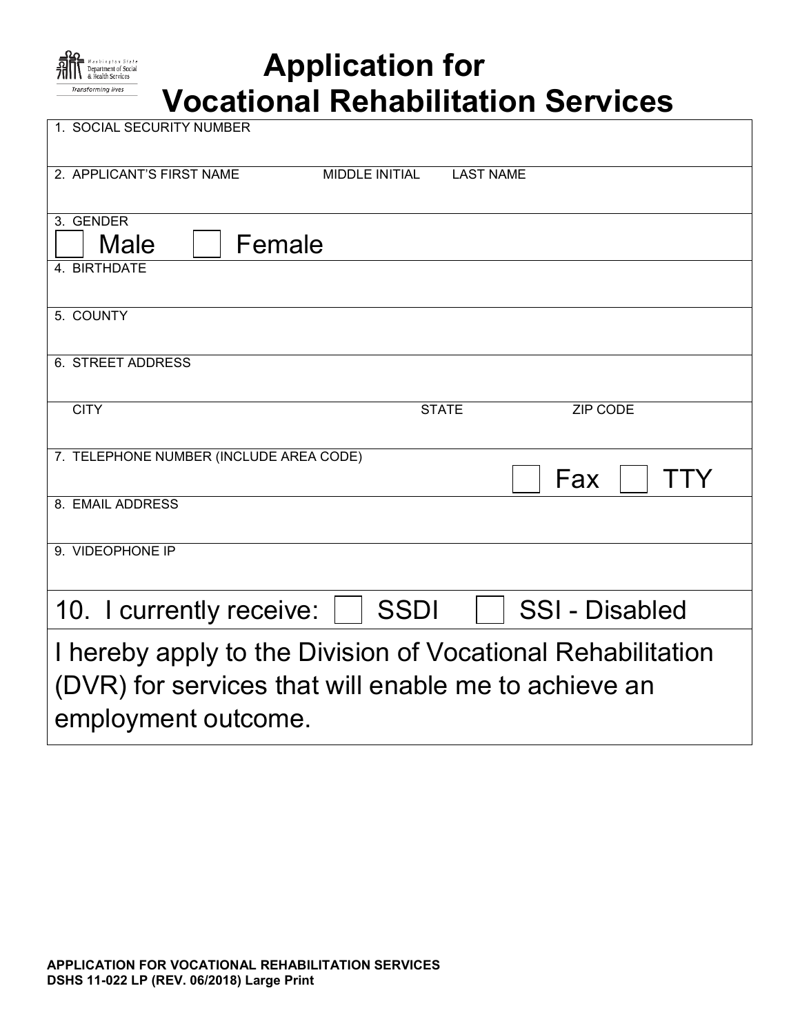Washington State Department of Social & Health Services
Transforming lives

# Application for Vocational Rehabilitation Services

1. SOCIAL SECURITY NUMBER

2. APPLICANT'S FIRST NAME    MIDDLE INITIAL    LAST NAME

3. GENDER
☐ Male ☐ Female

4. BIRTHDATE

5. COUNTY

6. STREET ADDRESS

CITY    STATE    ZIP CODE

7. TELEPHONE NUMBER (INCLUDE AREA CODE)
☐ Fax ☐ TTY

8. EMAIL ADDRESS

9. VIDEOPHONE IP

10. I currently receive: ☐ SSDI ☐ SSI - Disabled

I hereby apply to the Division of Vocational Rehabilitation (DVR) for services that will enable me to achieve an employment outcome.

**APPLICATION FOR VOCATIONAL REHABILITATION SERVICES**
**DSHS 11-022 LP (REV. 06/2018) Large Print**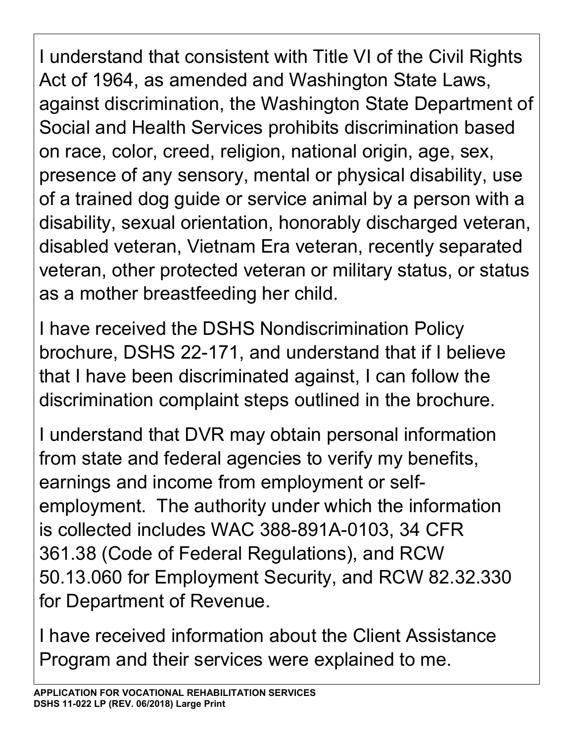I understand that consistent with Title VI of the Civil Rights Act of 1964, as amended and Washington State Laws, against discrimination, the Washington State Department of Social and Health Services prohibits discrimination based on race, color, creed, religion, national origin, age, sex, presence of any sensory, mental or physical disability, use of a trained dog guide or service animal by a person with a disability, sexual orientation, honorably discharged veteran, disabled veteran, Vietnam Era veteran, recently separated veteran, other protected veteran or military status, or status as a mother breastfeeding her child.

I have received the DSHS Nondiscrimination Policy brochure, DSHS 22-171, and understand that if I believe that I have been discriminated against, I can follow the discrimination complaint steps outlined in the brochure.

I understand that DVR may obtain personal information from state and federal agencies to verify my benefits, earnings and income from employment or self-employment. The authority under which the information is collected includes WAC 388-891A-0103, 34 CFR 361.38 (Code of Federal Regulations), and RCW 50.13.060 for Employment Security, and RCW 82.32.330 for Department of Revenue.

I have received information about the Client Assistance Program and their services were explained to me.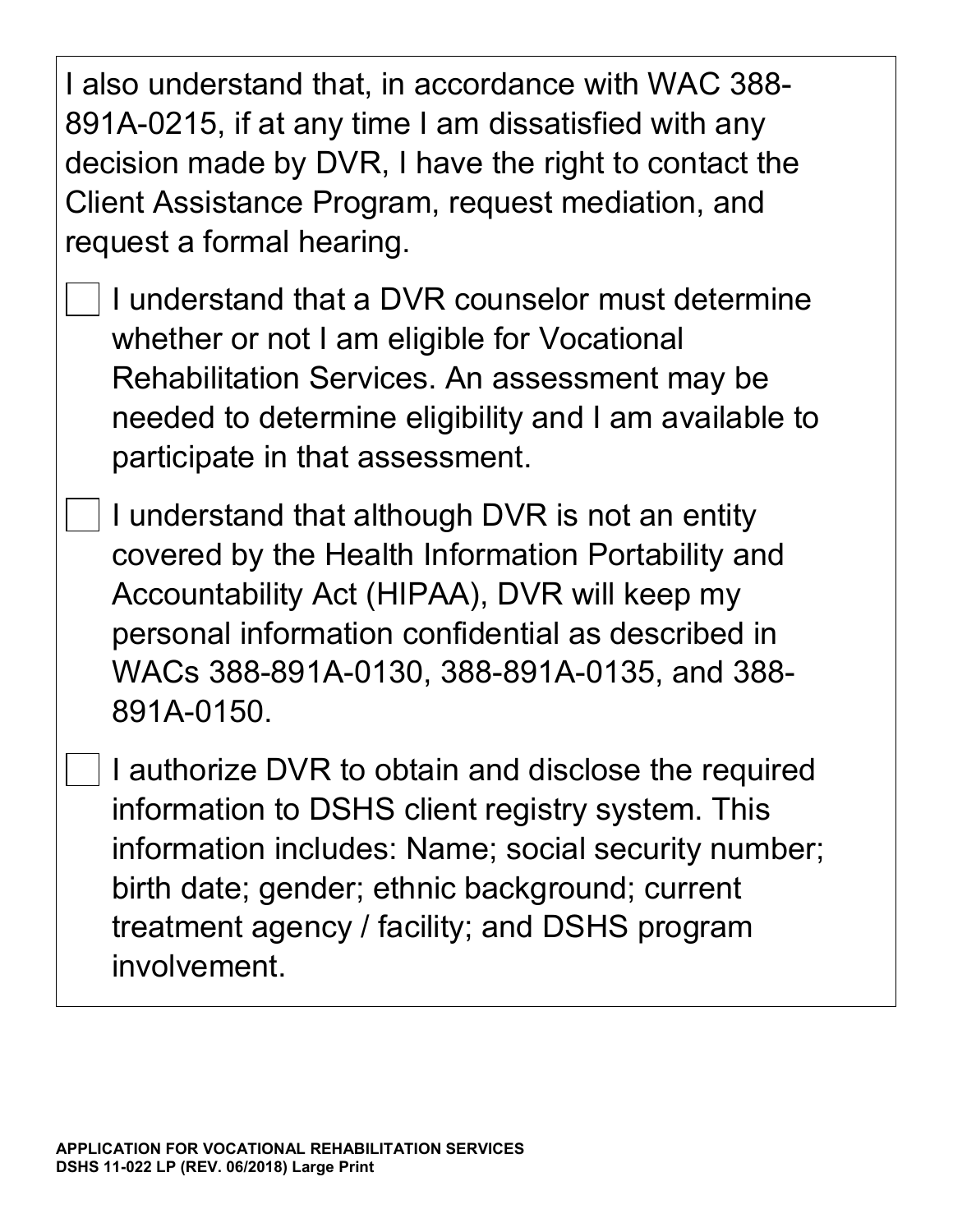I also understand that, in accordance with WAC 388-891A-0215, if at any time I am dissatisfied with any decision made by DVR, I have the right to contact the Client Assistance Program, request mediation, and request a formal hearing.

- [ ] I understand that a DVR counselor must determine whether or not I am eligible for Vocational Rehabilitation Services. An assessment may be needed to determine eligibility and I am available to participate in that assessment.

- [ ] I understand that although DVR is not an entity covered by the Health Information Portability and Accountability Act (HIPAA), DVR will keep my personal information confidential as described in WACs 388-891A-0130, 388-891A-0135, and 388-891A-0150.

- [ ] I authorize DVR to obtain and disclose the required information to DSHS client registry system. This information includes: Name; social security number; birth date; gender; ethnic background; current treatment agency / facility; and DSHS program involvement.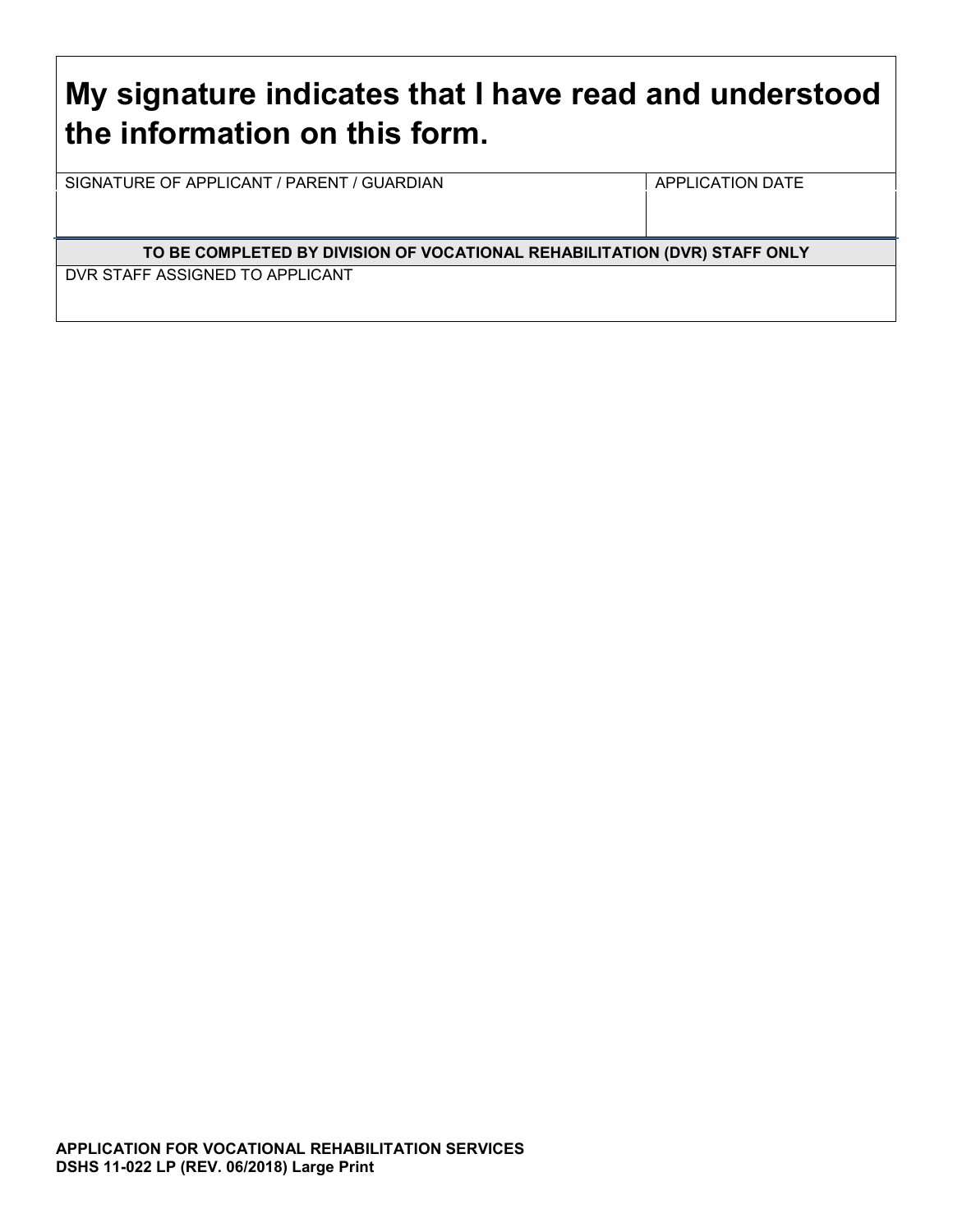**My signature indicates that I have read and understood the information on this form.**

| SIGNATURE OF APPLICANT / PARENT / GUARDIAN | APPLICATION DATE |
|---|---|
| | |

| **TO BE COMPLETED BY DIVISION OF VOCATIONAL REHABILITATION (DVR) STAFF ONLY** |
|---|
| DVR STAFF ASSIGNED TO APPLICANT |

**APPLICATION FOR VOCATIONAL REHABILITATION SERVICES**
**DSHS 11-022 LP (REV. 06/2018) Large Print**